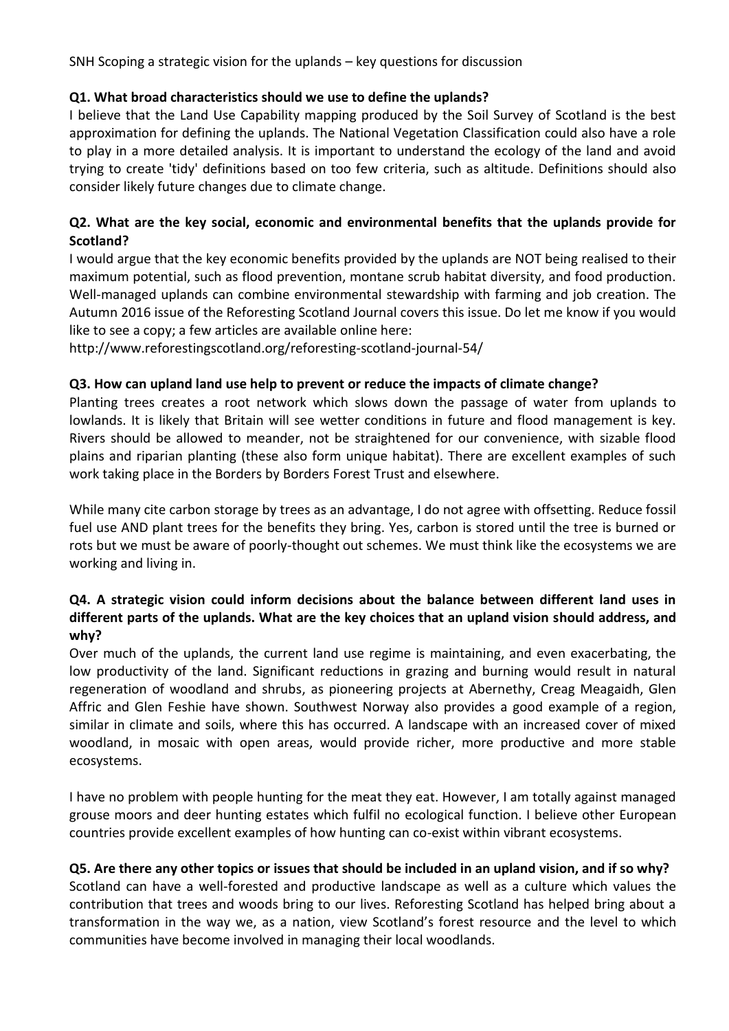SNH Scoping a strategic vision for the uplands – key questions for discussion

**Q1. What broad characteristics should we use to define the uplands?**

I believe that the Land Use Capability mapping produced by the Soil Survey of Scotland is the best approximation for defining the uplands. The National Vegetation Classification could also have a role to play in a more detailed analysis. It is important to understand the ecology of the land and avoid trying to create 'tidy' definitions based on too few criteria, such as altitude. Definitions should also consider likely future changes due to climate change.

**Q2. What are the key social, economic and environmental benefits that the uplands provide for Scotland?**

I would argue that the key economic benefits provided by the uplands are NOT being realised to their maximum potential, such as flood prevention, montane scrub habitat diversity, and food production. Well-managed uplands can combine environmental stewardship with farming and job creation. The Autumn 2016 issue of the Reforesting Scotland Journal covers this issue. Do let me know if you would like to see a copy; a few articles are available online here:
http://www.reforestingscotland.org/reforesting-scotland-journal-54/

**Q3. How can upland land use help to prevent or reduce the impacts of climate change?**

Planting trees creates a root network which slows down the passage of water from uplands to lowlands. It is likely that Britain will see wetter conditions in future and flood management is key. Rivers should be allowed to meander, not be straightened for our convenience, with sizable flood plains and riparian planting (these also form unique habitat). There are excellent examples of such work taking place in the Borders by Borders Forest Trust and elsewhere.

While many cite carbon storage by trees as an advantage, I do not agree with offsetting. Reduce fossil fuel use AND plant trees for the benefits they bring. Yes, carbon is stored until the tree is burned or rots but we must be aware of poorly-thought out schemes. We must think like the ecosystems we are working and living in.

**Q4. A strategic vision could inform decisions about the balance between different land uses in different parts of the uplands. What are the key choices that an upland vision should address, and why?**

Over much of the uplands, the current land use regime is maintaining, and even exacerbating, the low productivity of the land. Significant reductions in grazing and burning would result in natural regeneration of woodland and shrubs, as pioneering projects at Abernethy, Creag Meagaidh, Glen Affric and Glen Feshie have shown. Southwest Norway also provides a good example of a region, similar in climate and soils, where this has occurred. A landscape with an increased cover of mixed woodland, in mosaic with open areas, would provide richer, more productive and more stable ecosystems.

I have no problem with people hunting for the meat they eat. However, I am totally against managed grouse moors and deer hunting estates which fulfil no ecological function. I believe other European countries provide excellent examples of how hunting can co-exist within vibrant ecosystems.

**Q5. Are there any other topics or issues that should be included in an upland vision, and if so why?**

Scotland can have a well-forested and productive landscape as well as a culture which values the contribution that trees and woods bring to our lives. Reforesting Scotland has helped bring about a transformation in the way we, as a nation, view Scotland's forest resource and the level to which communities have become involved in managing their local woodlands.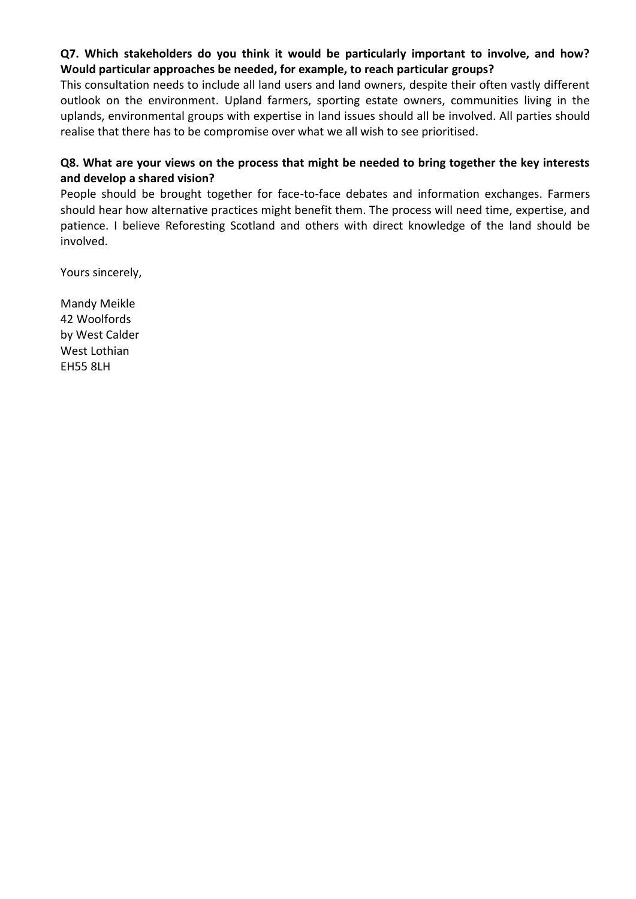**Q7. Which stakeholders do you think it would be particularly important to involve, and how? Would particular approaches be needed, for example, to reach particular groups?**

This consultation needs to include all land users and land owners, despite their often vastly different outlook on the environment. Upland farmers, sporting estate owners, communities living in the uplands, environmental groups with expertise in land issues should all be involved. All parties should realise that there has to be compromise over what we all wish to see prioritised.

**Q8. What are your views on the process that might be needed to bring together the key interests and develop a shared vision?**

People should be brought together for face-to-face debates and information exchanges. Farmers should hear how alternative practices might benefit them. The process will need time, expertise, and patience. I believe Reforesting Scotland and others with direct knowledge of the land should be involved.

Yours sincerely,

Mandy Meikle
42 Woolfords
by West Calder
West Lothian
EH55 8LH